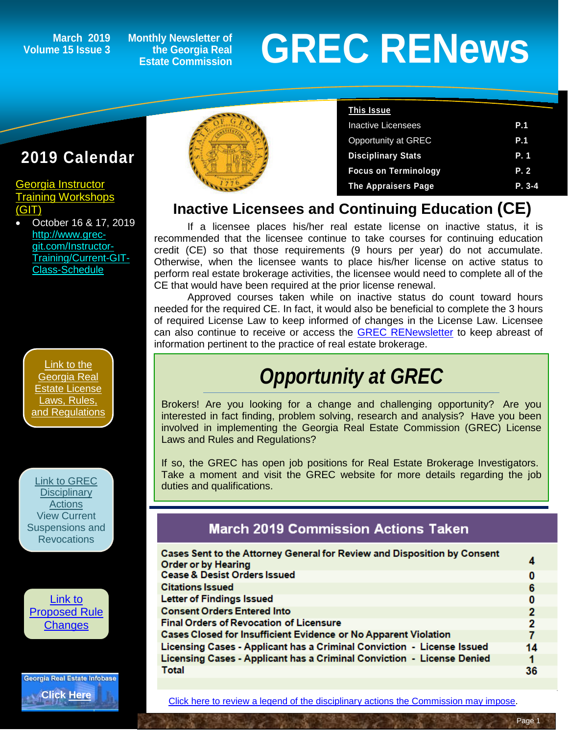March 2019
Volume 15 Issue 3

Monthly Newsletter of the Georgia Real Estate Commission

# GREC RENews

## 2019 Calendar

Georgia Instructor Training Workshops (GIT)

- October 16 & 17, 2019 http://www.grec-git.com/Instructor-Training/Current-GIT-Class-Schedule

Link to the Georgia Real Estate License Laws, Rules, and Regulations

Link to GREC Disciplinary Actions
View Current Suspensions and Revocations

Link to Proposed Rule Changes

Georgia Real Estate Infobase
Click Here

| This Issue | |
|---|---|
| Inactive Licensees | P.1 |
| Opportunity at GREC | P.1 |
| Disciplinary Stats | P. 1 |
| Focus on Terminology | P. 2 |
| The Appraisers Page | P. 3-4 |

## Inactive Licensees and Continuing Education (CE)

If a licensee places his/her real estate license on inactive status, it is recommended that the licensee continue to take courses for continuing education credit (CE) so that those requirements (9 hours per year) do not accumulate. Otherwise, when the licensee wants to place his/her license on active status to perform real estate brokerage activities, the licensee would need to complete all of the CE that would have been required at the prior license renewal.

Approved courses taken while on inactive status do count toward hours needed for the required CE. In fact, it would also be beneficial to complete the 3 hours of required License Law to keep informed of changes in the License Law. Licensee can also continue to receive or access the GREC RENewsletter to keep abreast of information pertinent to the practice of real estate brokerage.

## *Opportunity at GREC*

Brokers! Are you looking for a change and challenging opportunity? Are you interested in fact finding, problem solving, research and analysis? Have you been involved in implementing the Georgia Real Estate Commission (GREC) License Laws and Rules and Regulations?

If so, the GREC has open job positions for Real Estate Brokerage Investigators. Take a moment and visit the GREC website for more details regarding the job duties and qualifications.

## March 2019 Commission Actions Taken

| | |
|---|---|
| Cases Sent to the Attorney General for Review and Disposition by Consent Order or by Hearing | 4 |
| Cease & Desist Orders Issued | 0 |
| Citations Issued | 6 |
| Letter of Findings Issued | 0 |
| Consent Orders Entered Into | 2 |
| Final Orders of Revocation of Licensure | 2 |
| Cases Closed for Insufficient Evidence or No Apparent Violation | 7 |
| Licensing Cases - Applicant has a Criminal Conviction - License Issued | 14 |
| Licensing Cases - Applicant has a Criminal Conviction - License Denied | 1 |
| Total | 36 |

Click here to review a legend of the disciplinary actions the Commission may impose.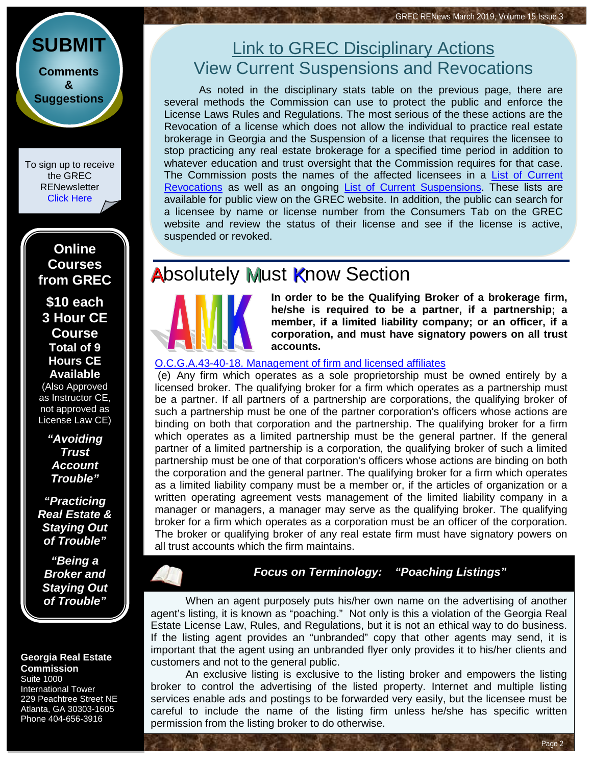# SUBMIT

**Comments & Suggestions**

To sign up to receive the GREC RENewsletter Click Here

**Online Courses from GREC**

**$10 each 3 Hour CE Course**

**Total of 9 Hours CE Available**

(Also Approved as Instructor CE, not approved as License Law CE)

***"Avoiding Trust Account Trouble"***

***"Practicing Real Estate & Staying Out of Trouble"***

***"Being a Broker and Staying Out of Trouble"***

**Georgia Real Estate Commission**
Suite 1000
International Tower
229 Peachtree Street NE
Atlanta, GA 30303-1605
Phone 404-656-3916

## Link to GREC Disciplinary Actions
## View Current Suspensions and Revocations

As noted in the disciplinary stats table on the previous page, there are several methods the Commission can use to protect the public and enforce the License Laws Rules and Regulations. The most serious of the these actions are the Revocation of a license which does not allow the individual to practice real estate brokerage in Georgia and the Suspension of a license that requires the licensee to stop practicing any real estate brokerage for a specified time period in addition to whatever education and trust oversight that the Commission requires for that case. The Commission posts the names of the affected licensees in a List of Current Revocations as well as an ongoing List of Current Suspensions. These lists are available for public view on the GREC website. In addition, the public can search for a licensee by name or license number from the Consumers Tab on the GREC website and review the status of their license and see if the license is active, suspended or revoked.

# Absolutely Must Know Section

AMK

**In order to be the Qualifying Broker of a brokerage firm, he/she is required to be a partner, if a partnership; a member, if a limited liability company; or an officer, if a corporation, and must have signatory powers on all trust accounts.**

O.C.G.A.43-40-18. Management of firm and licensed affiliates

(e) Any firm which operates as a sole proprietorship must be owned entirely by a licensed broker. The qualifying broker for a firm which operates as a partnership must be a partner. If all partners of a partnership are corporations, the qualifying broker of such a partnership must be one of the partner corporation's officers whose actions are binding on both that corporation and the partnership. The qualifying broker for a firm which operates as a limited partnership must be the general partner. If the general partner of a limited partnership is a corporation, the qualifying broker of such a limited partnership must be one of that corporation's officers whose actions are binding on both the corporation and the general partner. The qualifying broker for a firm which operates as a limited liability company must be a member or, if the articles of organization or a written operating agreement vests management of the limited liability company in a manager or managers, a manager may serve as the qualifying broker. The qualifying broker for a firm which operates as a corporation must be an officer of the corporation. The broker or qualifying broker of any real estate firm must have signatory powers on all trust accounts which the firm maintains.

### *Focus on Terminology: "Poaching Listings"*

When an agent purposely puts his/her own name on the advertising of another agent's listing, it is known as "poaching." Not only is this a violation of the Georgia Real Estate License Law, Rules, and Regulations, but it is not an ethical way to do business. If the listing agent provides an "unbranded" copy that other agents may send, it is important that the agent using an unbranded flyer only provides it to his/her clients and customers and not to the general public.

An exclusive listing is exclusive to the listing broker and empowers the listing broker to control the advertising of the listed property. Internet and multiple listing services enable ads and postings to be forwarded very easily, but the licensee must be careful to include the name of the listing firm unless he/she has specific written permission from the listing broker to do otherwise.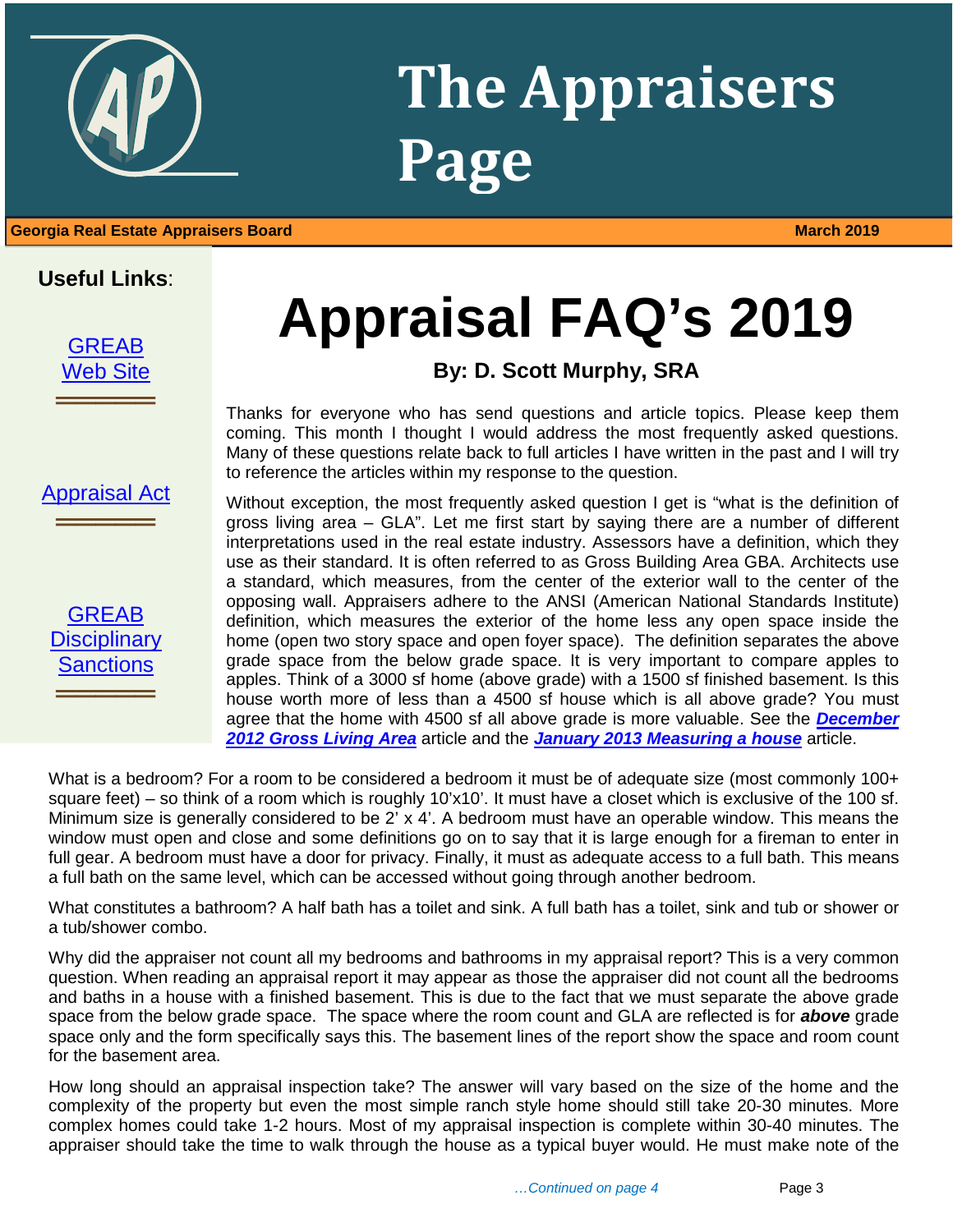# The Appraisers Page

**Georgia Real Estate Appraisers Board** **March 2019**

**Useful Links**:

[GREAB Web Site]

[Appraisal Act]

[GREAB Disciplinary Sanctions]

# Appraisal FAQ's 2019

### By: D. Scott Murphy, SRA

Thanks for everyone who has send questions and article topics. Please keep them coming. This month I thought I would address the most frequently asked questions. Many of these questions relate back to full articles I have written in the past and I will try to reference the articles within my response to the question.

Without exception, the most frequently asked question I get is "what is the definition of gross living area – GLA". Let me first start by saying there are a number of different interpretations used in the real estate industry. Assessors have a definition, which they use as their standard. It is often referred to as Gross Building Area GBA. Architects use a standard, which measures, from the center of the exterior wall to the center of the opposing wall. Appraisers adhere to the ANSI (American National Standards Institute) definition, which measures the exterior of the home less any open space inside the home (open two story space and open foyer space). The definition separates the above grade space from the below grade space. It is very important to compare apples to apples. Think of a 3000 sf home (above grade) with a 1500 sf finished basement. Is this house worth more of less than a 4500 sf house which is all above grade? You must agree that the home with 4500 sf all above grade is more valuable. See the ***December 2012 Gross Living Area*** article and the ***January 2013 Measuring a house*** article.

What is a bedroom? For a room to be considered a bedroom it must be of adequate size (most commonly 100+ square feet) – so think of a room which is roughly 10'x10'. It must have a closet which is exclusive of the 100 sf. Minimum size is generally considered to be 2' x 4'. A bedroom must have an operable window. This means the window must open and close and some definitions go on to say that it is large enough for a fireman to enter in full gear. A bedroom must have a door for privacy. Finally, it must as adequate access to a full bath. This means a full bath on the same level, which can be accessed without going through another bedroom.

What constitutes a bathroom? A half bath has a toilet and sink. A full bath has a toilet, sink and tub or shower or a tub/shower combo.

Why did the appraiser not count all my bedrooms and bathrooms in my appraisal report? This is a very common question. When reading an appraisal report it may appear as those the appraiser did not count all the bedrooms and baths in a house with a finished basement. This is due to the fact that we must separate the above grade space from the below grade space. The space where the room count and GLA are reflected is for ***above*** grade space only and the form specifically says this. The basement lines of the report show the space and room count for the basement area.

How long should an appraisal inspection take? The answer will vary based on the size of the home and the complexity of the property but even the most simple ranch style home should still take 20-30 minutes. More complex homes could take 1-2 hours. Most of my appraisal inspection is complete within 30-40 minutes. The appraiser should take the time to walk through the house as a typical buyer would. He must make note of the

*…Continued on page 4*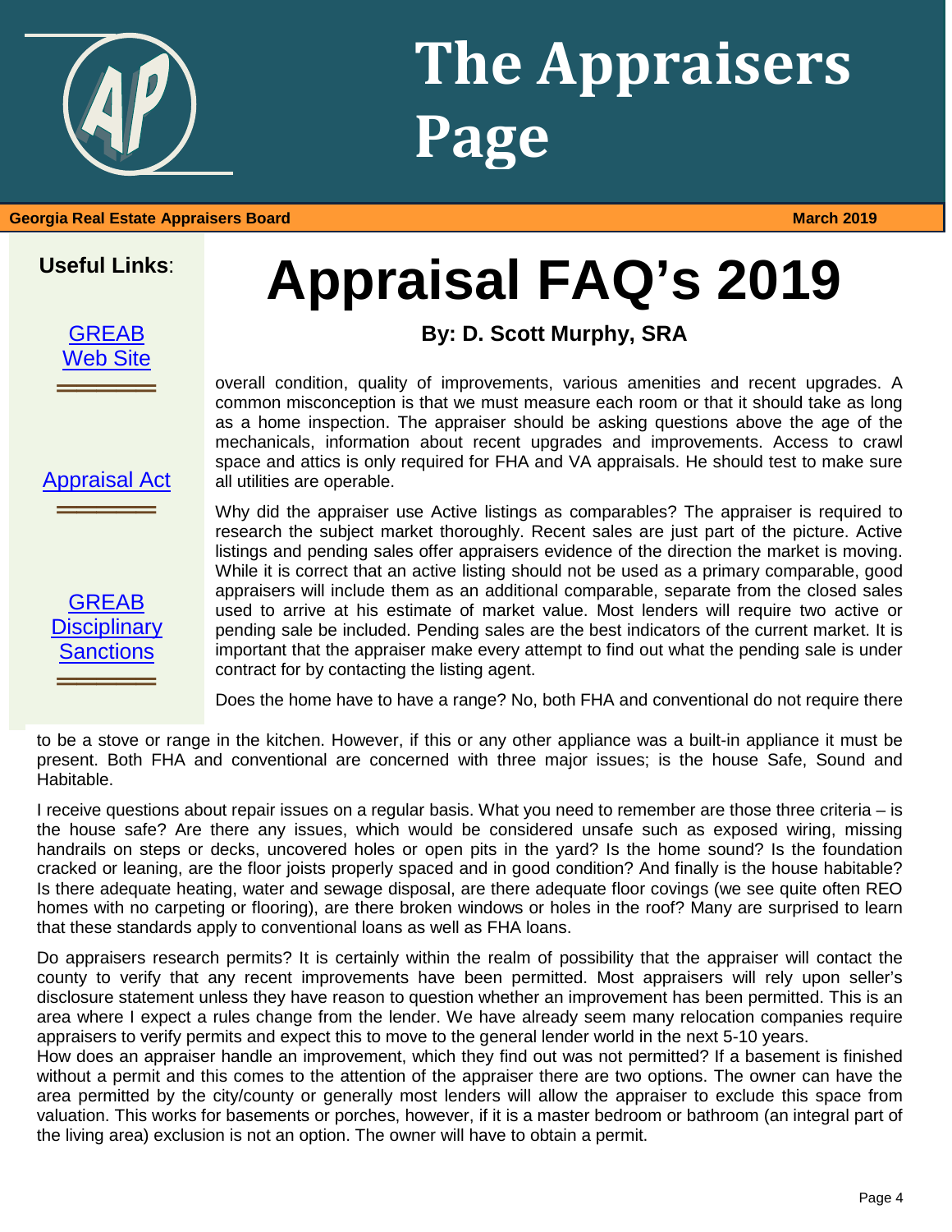# The Appraisers Page

**Georgia Real Estate Appraisers Board** **March 2019**

**Useful Links**:

GREAB Web Site

Appraisal Act

GREAB Disciplinary Sanctions

# Appraisal FAQ's 2019

### By: D. Scott Murphy, SRA

overall condition, quality of improvements, various amenities and recent upgrades. A common misconception is that we must measure each room or that it should take as long as a home inspection. The appraiser should be asking questions above the age of the mechanicals, information about recent upgrades and improvements. Access to crawl space and attics is only required for FHA and VA appraisals. He should test to make sure all utilities are operable.

Why did the appraiser use Active listings as comparables? The appraiser is required to research the subject market thoroughly. Recent sales are just part of the picture. Active listings and pending sales offer appraisers evidence of the direction the market is moving. While it is correct that an active listing should not be used as a primary comparable, good appraisers will include them as an additional comparable, separate from the closed sales used to arrive at his estimate of market value. Most lenders will require two active or pending sale be included. Pending sales are the best indicators of the current market. It is important that the appraiser make every attempt to find out what the pending sale is under contract for by contacting the listing agent.

Does the home have to have a range? No, both FHA and conventional do not require there to be a stove or range in the kitchen. However, if this or any other appliance was a built-in appliance it must be present. Both FHA and conventional are concerned with three major issues; is the house Safe, Sound and Habitable.

I receive questions about repair issues on a regular basis. What you need to remember are those three criteria – is the house safe? Are there any issues, which would be considered unsafe such as exposed wiring, missing handrails on steps or decks, uncovered holes or open pits in the yard? Is the home sound? Is the foundation cracked or leaning, are the floor joists properly spaced and in good condition? And finally is the house habitable? Is there adequate heating, water and sewage disposal, are there adequate floor covings (we see quite often REO homes with no carpeting or flooring), are there broken windows or holes in the roof? Many are surprised to learn that these standards apply to conventional loans as well as FHA loans.

Do appraisers research permits? It is certainly within the realm of possibility that the appraiser will contact the county to verify that any recent improvements have been permitted. Most appraisers will rely upon seller's disclosure statement unless they have reason to question whether an improvement has been permitted. This is an area where I expect a rules change from the lender. We have already seem many relocation companies require appraisers to verify permits and expect this to move to the general lender world in the next 5-10 years.

How does an appraiser handle an improvement, which they find out was not permitted? If a basement is finished without a permit and this comes to the attention of the appraiser there are two options. The owner can have the area permitted by the city/county or generally most lenders will allow the appraiser to exclude this space from valuation. This works for basements or porches, however, if it is a master bedroom or bathroom (an integral part of the living area) exclusion is not an option. The owner will have to obtain a permit.